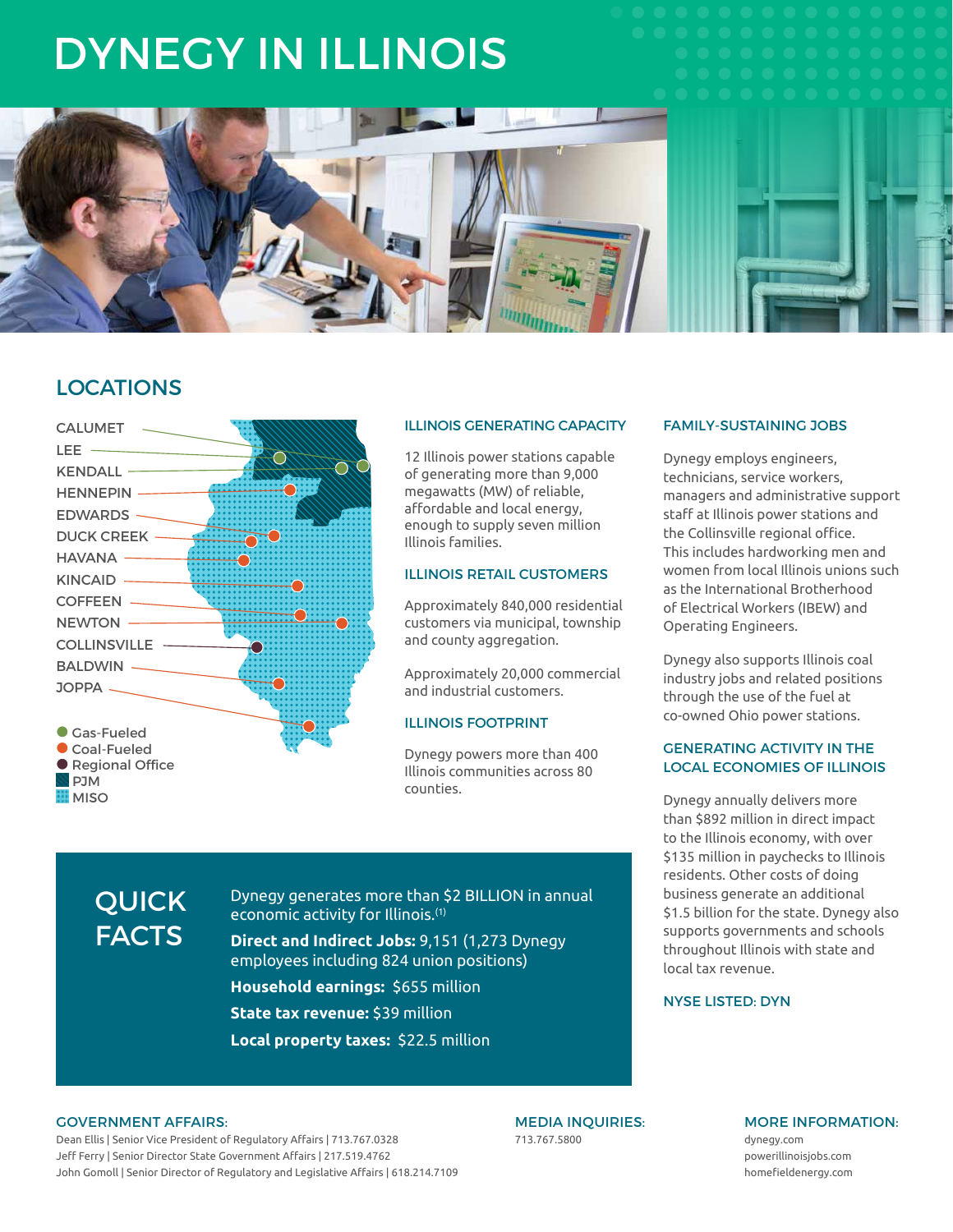# DYNEGY IN ILLINOIS

## LOCATIONS

CALUMET
LEE
KENDALL
HENNEPIN
EDWARDS
DUCK CREEK
HAVANA
KINCAID
COFFEEN
NEWTON
COLLINSVILLE
BALDWIN
JOPPA

- Gas-Fueled
- Coal-Fueled
- Regional Office
- PJM
- MISO

### ILLINOIS GENERATING CAPACITY

12 Illinois power stations capable of generating more than 9,000 megawatts (MW) of reliable, affordable and local energy, enough to supply seven million Illinois families.

### ILLINOIS RETAIL CUSTOMERS

Approximately 840,000 residential customers via municipal, township and county aggregation.

Approximately 20,000 commercial and industrial customers.

### ILLINOIS FOOTPRINT

Dynegy powers more than 400 Illinois communities across 80 counties.

### FAMILY-SUSTAINING JOBS

Dynegy employs engineers, technicians, service workers, managers and administrative support staff at Illinois power stations and the Collinsville regional office. This includes hardworking men and women from local Illinois unions such as the International Brotherhood of Electrical Workers (IBEW) and Operating Engineers.

Dynegy also supports Illinois coal industry jobs and related positions through the use of the fuel at co-owned Ohio power stations.

### GENERATING ACTIVITY IN THE LOCAL ECONOMIES OF ILLINOIS

Dynegy annually delivers more than $892 million in direct impact to the Illinois economy, with over $135 million in paychecks to Illinois residents. Other costs of doing business generate an additional $1.5 billion for the state. Dynegy also supports governments and schools throughout Illinois with state and local tax revenue.

### NYSE LISTED: DYN

## QUICK FACTS

Dynegy generates more than $2 BILLION in annual economic activity for Illinois.[1]

**Direct and Indirect Jobs:** 9,151 (1,273 Dynegy employees including 824 union positions)

**Household earnings:** $655 million

**State tax revenue:** $39 million

**Local property taxes:** $22.5 million

### GOVERNMENT AFFAIRS:

Dean Ellis | Senior Vice President of Regulatory Affairs | 713.767.0328
Jeff Ferry | Senior Director State Government Affairs | 217.519.4762
John Gomoll | Senior Director of Regulatory and Legislative Affairs | 618.214.7109

### MEDIA INQUIRIES:

713.767.5800

### MORE INFORMATION:

dynegy.com
powerillinoisjobs.com
homefieldenergy.com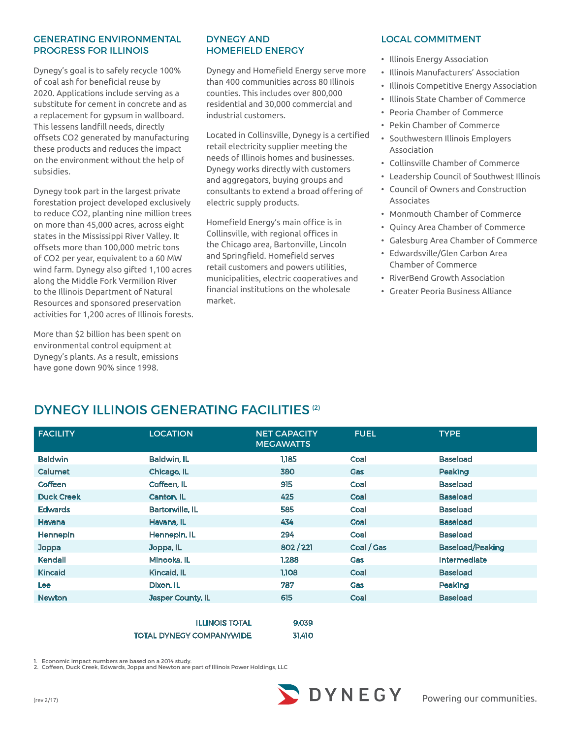### GENERATING ENVIRONMENTAL PROGRESS FOR ILLINOIS

Dynegy's goal is to safely recycle 100% of coal ash for beneficial reuse by 2020. Applications include serving as a substitute for cement in concrete and as a replacement for gypsum in wallboard. This lessens landfill needs, directly offsets $CO_2$ generated by manufacturing these products and reduces the impact on the environment without the help of subsidies.

Dynegy took part in the largest private forestation project developed exclusively to reduce $CO_2$, planting nine million trees on more than 45,000 acres, across eight states in the Mississippi River Valley. It offsets more than 100,000 metric tons of $CO_2$ per year, equivalent to a 60 MW wind farm. Dynegy also gifted 1,100 acres along the Middle Fork Vermilion River to the Illinois Department of Natural Resources and sponsored preservation activities for 1,200 acres of Illinois forests.

More than $2 billion has been spent on environmental control equipment at Dynegy's plants. As a result, emissions have gone down 90% since 1998.

### DYNEGY AND HOMEFIELD ENERGY

Dynegy and Homefield Energy serve more than 400 communities across 80 Illinois counties. This includes over 800,000 residential and 30,000 commercial and industrial customers.

Located in Collinsville, Dynegy is a certified retail electricity supplier meeting the needs of Illinois homes and businesses. Dynegy works directly with customers and aggregators, buying groups and consultants to extend a broad offering of electric supply products.

Homefield Energy's main office is in Collinsville, with regional offices in the Chicago area, Bartonville, Lincoln and Springfield. Homefield serves retail customers and powers utilities, municipalities, electric cooperatives and financial institutions on the wholesale market.

### LOCAL COMMITMENT

- Illinois Energy Association
- Illinois Manufacturers' Association
- Illinois Competitive Energy Association
- Illinois State Chamber of Commerce
- Peoria Chamber of Commerce
- Pekin Chamber of Commerce
- Southwestern Illinois Employers Association
- Collinsville Chamber of Commerce
- Leadership Council of Southwest Illinois
- Council of Owners and Construction Associates
- Monmouth Chamber of Commerce
- Quincy Area Chamber of Commerce
- Galesburg Area Chamber of Commerce
- Edwardsville/Glen Carbon Area Chamber of Commerce
- RiverBend Growth Association
- Greater Peoria Business Alliance

## DYNEGY ILLINOIS GENERATING FACILITIES [2]

| FACILITY | LOCATION | NET CAPACITY MEGAWATTS | FUEL | TYPE |
|---|---|---|---|---|
| Baldwin | Baldwin, IL | 1,185 | Coal | Baseload |
| Calumet | Chicago, IL | 380 | Gas | Peaking |
| Coffeen | Coffeen, IL | 915 | Coal | Baseload |
| Duck Creek | Canton, IL | 425 | Coal | Baseload |
| Edwards | Bartonville, IL | 585 | Coal | Baseload |
| Havana | Havana, IL | 434 | Coal | Baseload |
| Hennepin | Hennepin, IL | 294 | Coal | Baseload |
| Joppa | Joppa, IL | 802 / 221 | Coal / Gas | Baseload/Peaking |
| Kendall | Minooka, IL | 1,288 | Gas | Intermediate |
| Kincaid | Kincaid, IL | 1,108 | Coal | Baseload |
| Lee | Dixon, IL | 787 | Gas | Peaking |
| Newton | Jasper County, IL | 615 | Coal | Baseload |
| | ILLINOIS TOTAL | 9,039 | | |
| | TOTAL DYNEGY COMPANYWIDE | 31,410 | | |

1. Economic impact numbers are based on a 2014 study.
2. Coffeen, Duck Creek, Edwards, Joppa and Newton are part of Illinois Power Holdings, LLC

(rev 2/17)

DYNEGY Powering our communities.